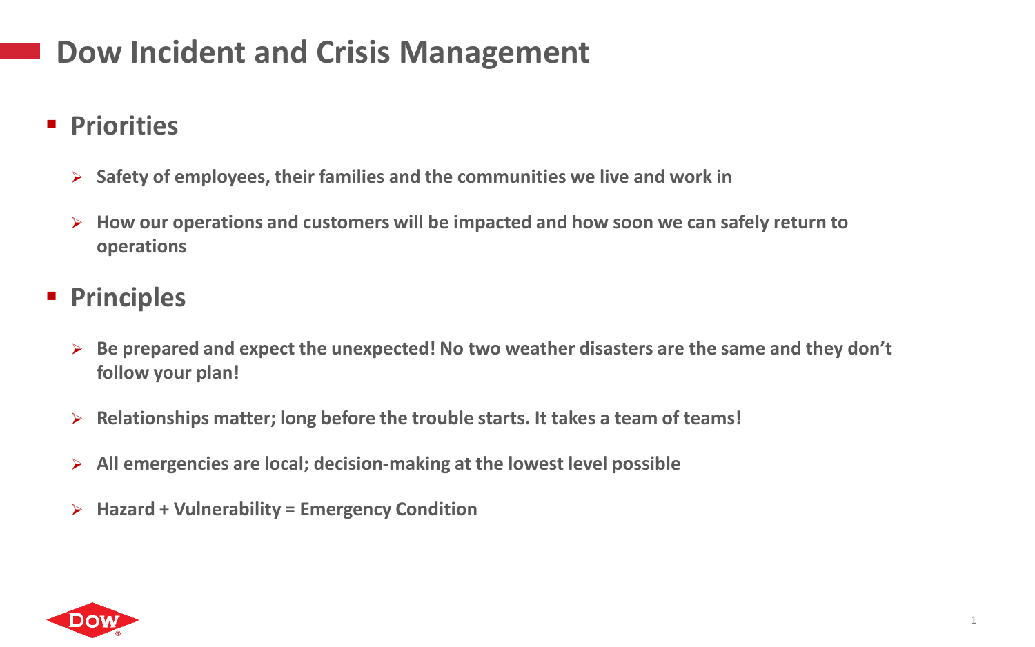# Dow Incident and Crisis Management

- **Priorities**
  - **Safety of employees, their families and the communities we live and work in**
  - **How our operations and customers will be impacted and how soon we can safely return to operations**
- **Principles**
  - **Be prepared and expect the unexpected! No two weather disasters are the same and they don't follow your plan!**
  - **Relationships matter; long before the trouble starts. It takes a team of teams!**
  - **All emergencies are local; decision-making at the lowest level possible**
  - **Hazard + Vulnerability = Emergency Condition**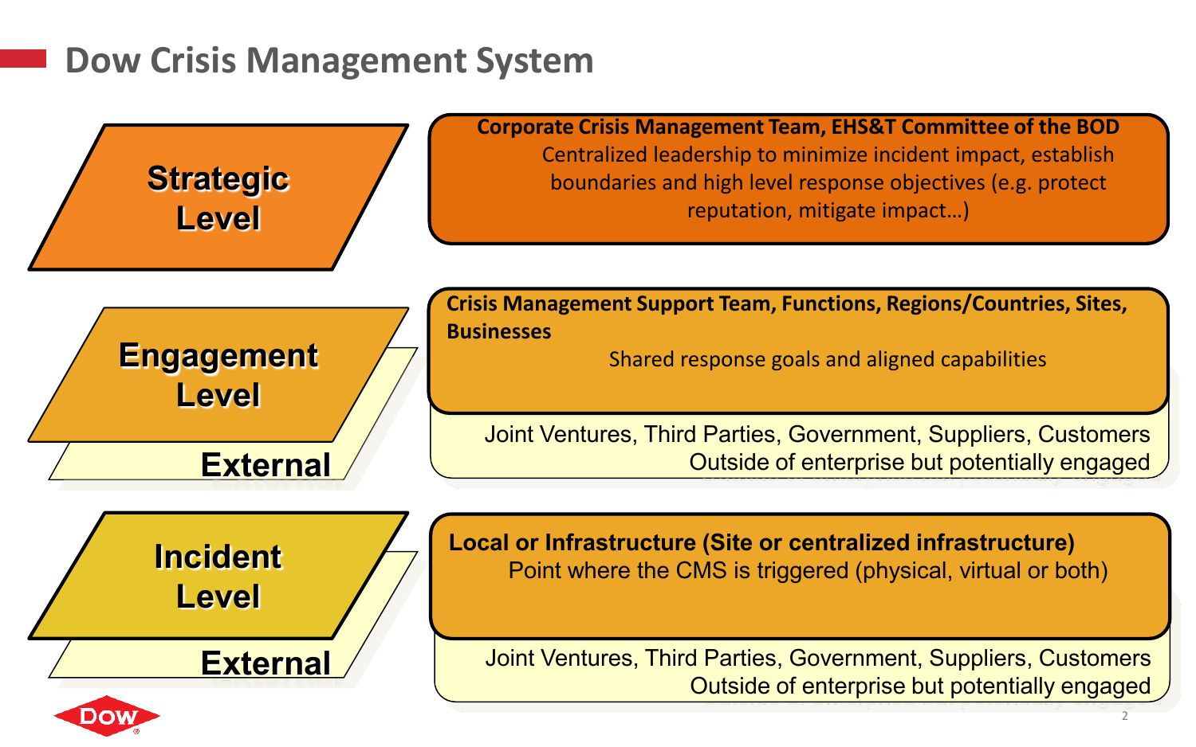# Dow Crisis Management System

## Strategic Level

**Corporate Crisis Management Team, EHS&T Committee of the BOD**

Centralized leadership to minimize incident impact, establish boundaries and high level response objectives (e.g. protect reputation, mitigate impact…)

## Engagement Level

**Crisis Management Support Team, Functions, Regions/Countries, Sites, Businesses**

Shared response goals and aligned capabilities

### External

Joint Ventures, Third Parties, Government, Suppliers, Customers
Outside of enterprise but potentially engaged

## Incident Level

**Local or Infrastructure (Site or centralized infrastructure)**

Point where the CMS is triggered (physical, virtual or both)

### External

Joint Ventures, Third Parties, Government, Suppliers, Customers
Outside of enterprise but potentially engaged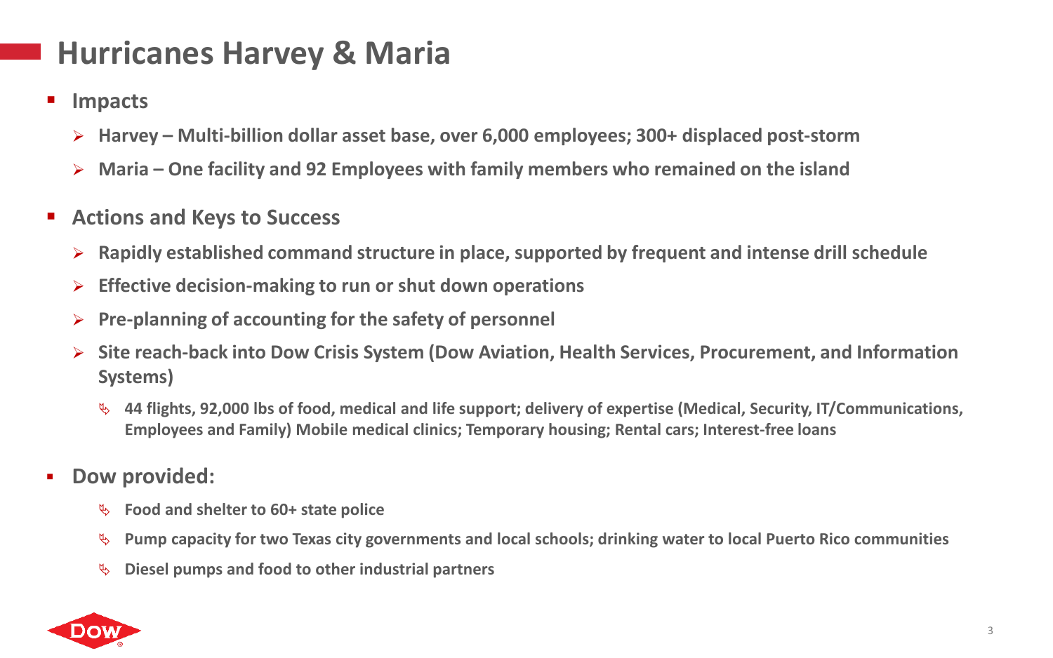# Hurricanes Harvey & Maria

- **Impacts**
  - **Harvey – Multi-billion dollar asset base, over 6,000 employees; 300+ displaced post-storm**
  - **Maria – One facility and 92 Employees with family members who remained on the island**

- **Actions and Keys to Success**
  - **Rapidly established command structure in place, supported by frequent and intense drill schedule**
  - **Effective decision-making to run or shut down operations**
  - **Pre-planning of accounting for the safety of personnel**
  - **Site reach-back into Dow Crisis System (Dow Aviation, Health Services, Procurement, and Information Systems)**
    - **44 flights, 92,000 lbs of food, medical and life support; delivery of expertise (Medical, Security, IT/Communications, Employees and Family) Mobile medical clinics; Temporary housing; Rental cars; Interest-free loans**

- **Dow provided:**
  - **Food and shelter to 60+ state police**
  - **Pump capacity for two Texas city governments and local schools; drinking water to local Puerto Rico communities**
  - **Diesel pumps and food to other industrial partners**